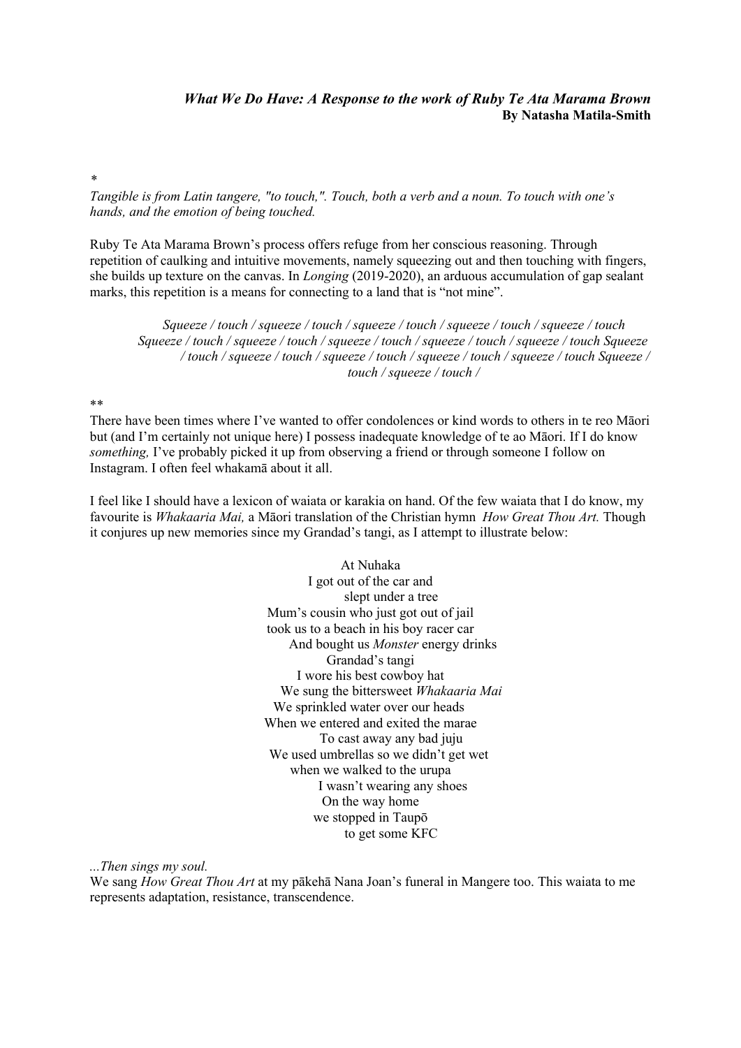***What We Do Have: A Response to the work of Ruby Te Ata Marama Brown***
**By Natasha Matila-Smith**

*

*Tangible is from Latin tangere, "to touch,". Touch, both a verb and a noun. To touch with one's hands, and the emotion of being touched.*

Ruby Te Ata Marama Brown's process offers refuge from her conscious reasoning. Through repetition of caulking and intuitive movements, namely squeezing out and then touching with fingers, she builds up texture on the canvas. In *Longing* (2019-2020), an arduous accumulation of gap sealant marks, this repetition is a means for connecting to a land that is "not mine".

> *Squeeze / touch / squeeze / touch / squeeze / touch / squeeze / touch / squeeze / touch Squeeze / touch / squeeze / touch / squeeze / touch / squeeze / touch / squeeze / touch Squeeze / touch / squeeze / touch / squeeze / touch / squeeze / touch / squeeze / touch Squeeze / touch / squeeze / touch /*

**

There have been times where I've wanted to offer condolences or kind words to others in te reo Māori but (and I'm certainly not unique here) I possess inadequate knowledge of te ao Māori. If I do know *something,* I've probably picked it up from observing a friend or through someone I follow on Instagram. I often feel whakamā about it all.

I feel like I should have a lexicon of waiata or karakia on hand. Of the few waiata that I do know, my favourite is *Whakaaria Mai,* a Māori translation of the Christian hymn *How Great Thou Art.* Though it conjures up new memories since my Grandad's tangi, as I attempt to illustrate below:

At Nuhaka  
I got out of the car and  
slept under a tree  
Mum's cousin who just got out of jail  
took us to a beach in his boy racer car  
And bought us *Monster* energy drinks  
Grandad's tangi  
I wore his best cowboy hat  
We sung the bittersweet *Whakaaria Mai*  
We sprinkled water over our heads  
When we entered and exited the marae  
To cast away any bad juju  
We used umbrellas so we didn't get wet  
when we walked to the urupa  
I wasn't wearing any shoes  
On the way home  
we stopped in Taupō  
to get some KFC

*...Then sings my soul.*  
We sang *How Great Thou Art* at my pākehā Nana Joan's funeral in Mangere too. This waiata to me represents adaptation, resistance, transcendence.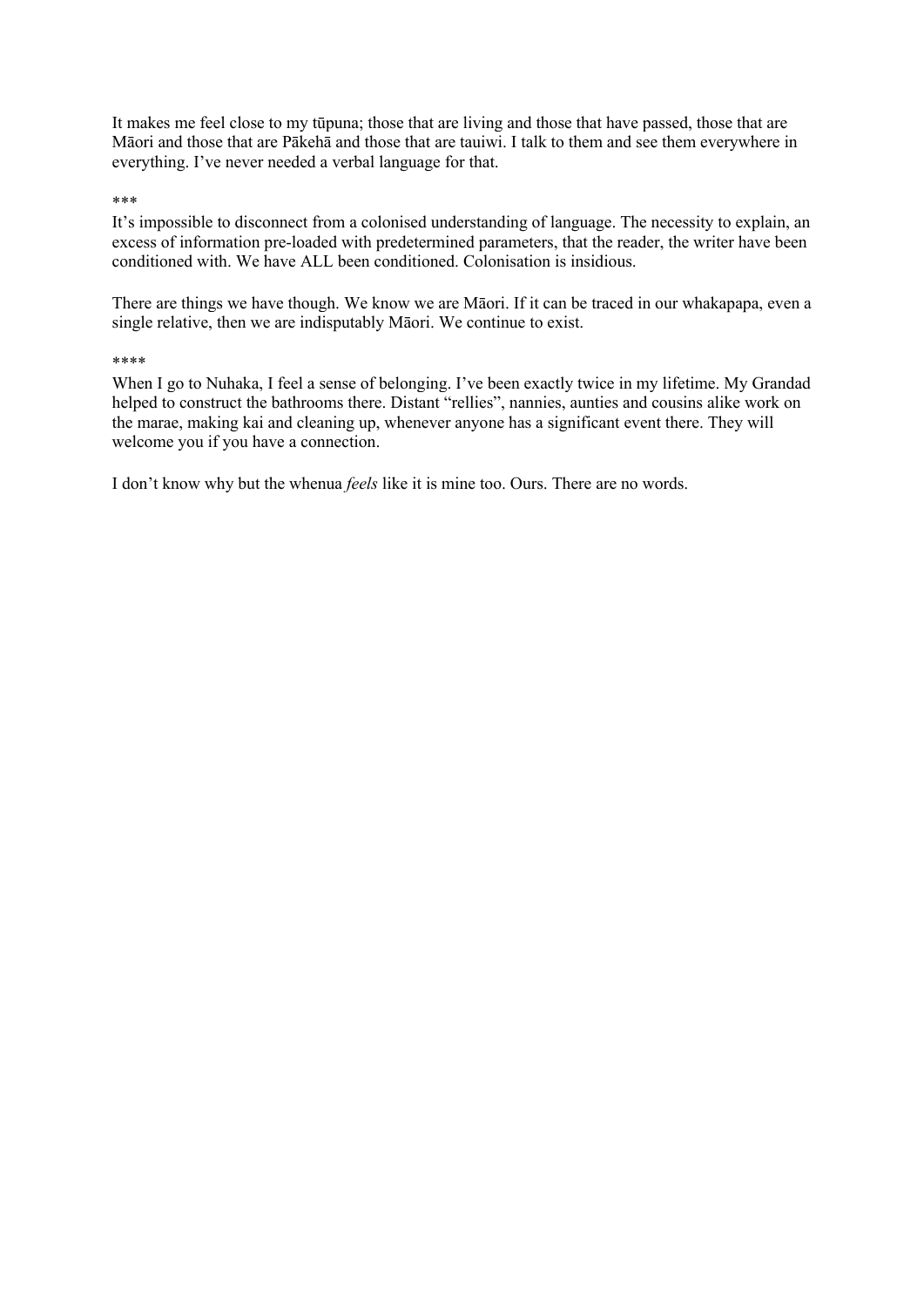It makes me feel close to my tūpuna; those that are living and those that have passed, those that are Māori and those that are Pākehā and those that are tauiwi. I talk to them and see them everywhere in everything. I've never needed a verbal language for that.

***

It's impossible to disconnect from a colonised understanding of language. The necessity to explain, an excess of information pre-loaded with predetermined parameters, that the reader, the writer have been conditioned with. We have ALL been conditioned. Colonisation is insidious.

There are things we have though. We know we are Māori. If it can be traced in our whakapapa, even a single relative, then we are indisputably Māori. We continue to exist.

****

When I go to Nuhaka, I feel a sense of belonging. I've been exactly twice in my lifetime. My Grandad helped to construct the bathrooms there. Distant "rellies", nannies, aunties and cousins alike work on the marae, making kai and cleaning up, whenever anyone has a significant event there. They will welcome you if you have a connection.

I don't know why but the whenua *feels* like it is mine too. Ours. There are no words.